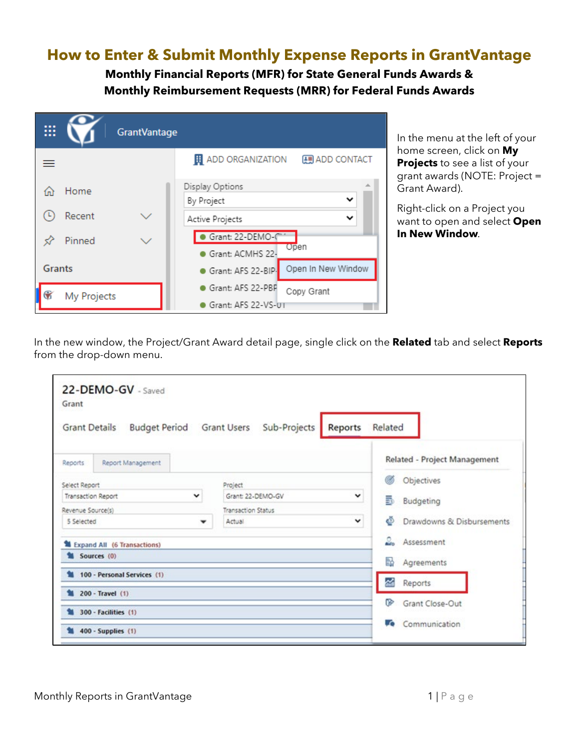# How to Enter & Submit Monthly Expense Reports in GrantVantage

**Monthly Financial Reports (MFR) for State General Funds Awards &**
**Monthly Reimbursement Requests (MRR) for Federal Funds Awards**

In the menu at the left of your home screen, click on **My Projects** to see a list of your grant awards (NOTE: Project = Grant Award).

Right-click on a Project you want to open and select **Open In New Window**.

In the new window, the Project/Grant Award detail page, single click on the **Related** tab and select **Reports** from the drop-down menu.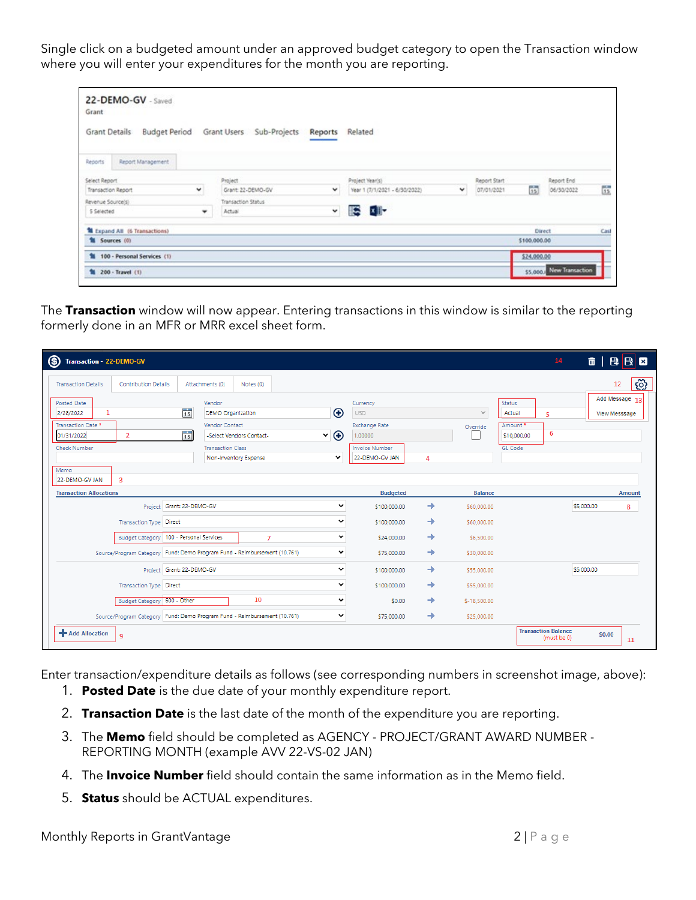Single click on a budgeted amount under an approved budget category to open the Transaction window where you will enter your expenditures for the month you are reporting.

The **Transaction** window will now appear. Entering transactions in this window is similar to the reporting formerly done in an MFR or MRR excel sheet form.

Enter transaction/expenditure details as follows (see corresponding numbers in screenshot image, above):

1. **Posted Date** is the due date of your monthly expenditure report.
2. **Transaction Date** is the last date of the month of the expenditure you are reporting.
3. The **Memo** field should be completed as AGENCY - PROJECT/GRANT AWARD NUMBER - REPORTING MONTH (example AVV 22-VS-02 JAN)
4. The **Invoice Number** field should contain the same information as in the Memo field.
5. **Status** should be ACTUAL expenditures.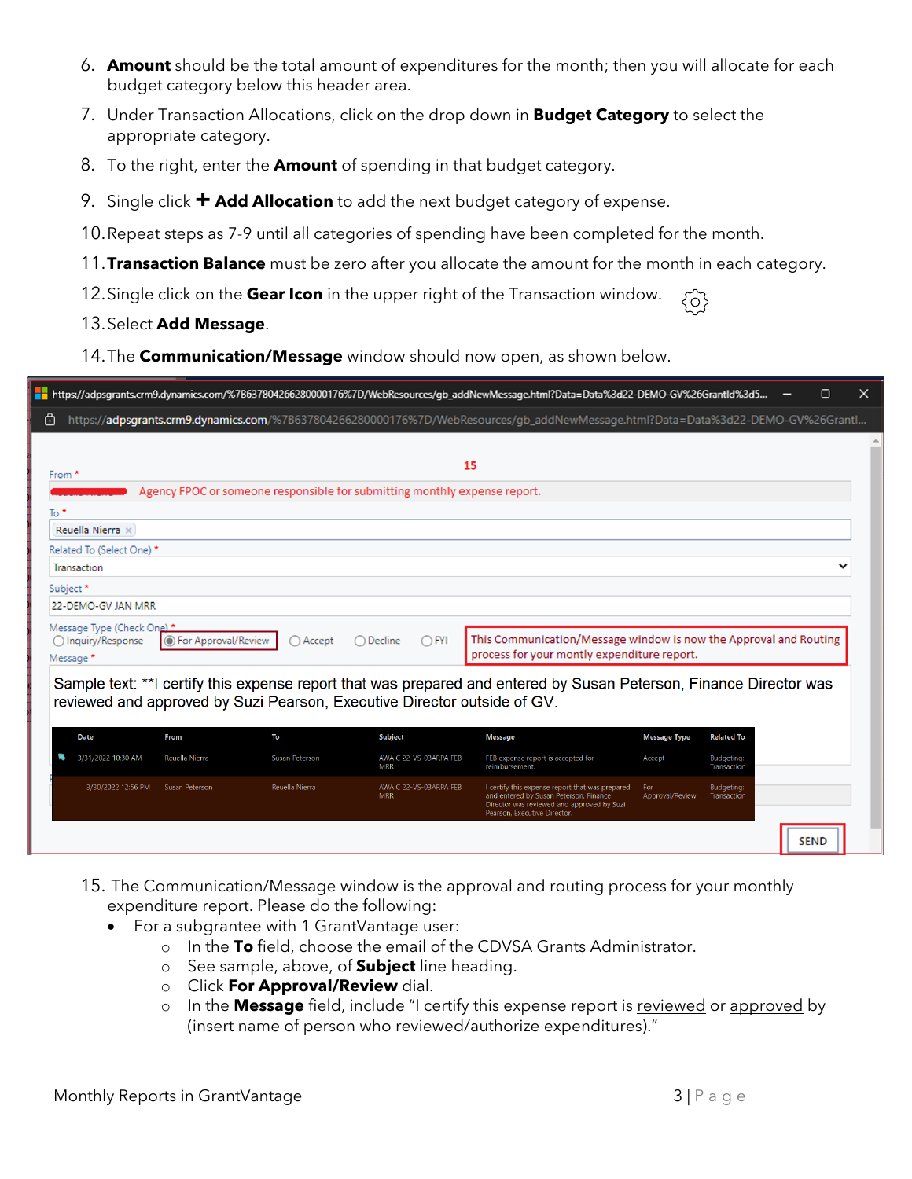6. **Amount** should be the total amount of expenditures for the month; then you will allocate for each budget category below this header area.
7. Under Transaction Allocations, click on the drop down in **Budget Category** to select the appropriate category.
8. To the right, enter the **Amount** of spending in that budget category.
9. Single click **+ Add Allocation** to add the next budget category of expense.
10. Repeat steps as 7-9 until all categories of spending have been completed for the month.
11. **Transaction Balance** must be zero after you allocate the amount for the month in each category.
12. Single click on the **Gear Icon** in the upper right of the Transaction window.
13. Select **Add Message**.
14. The **Communication/Message** window should now open, as shown below.

15. The Communication/Message window is the approval and routing process for your monthly expenditure report. Please do the following:
    - For a subgrantee with 1 GrantVantage user:
        - In the **To** field, choose the email of the CDVSA Grants Administrator.
        - See sample, above, of **Subject** line heading.
        - Click **For Approval/Review** dial.
        - In the **Message** field, include "I certify this expense report is reviewed or approved by (insert name of person who reviewed/authorize expenditures)."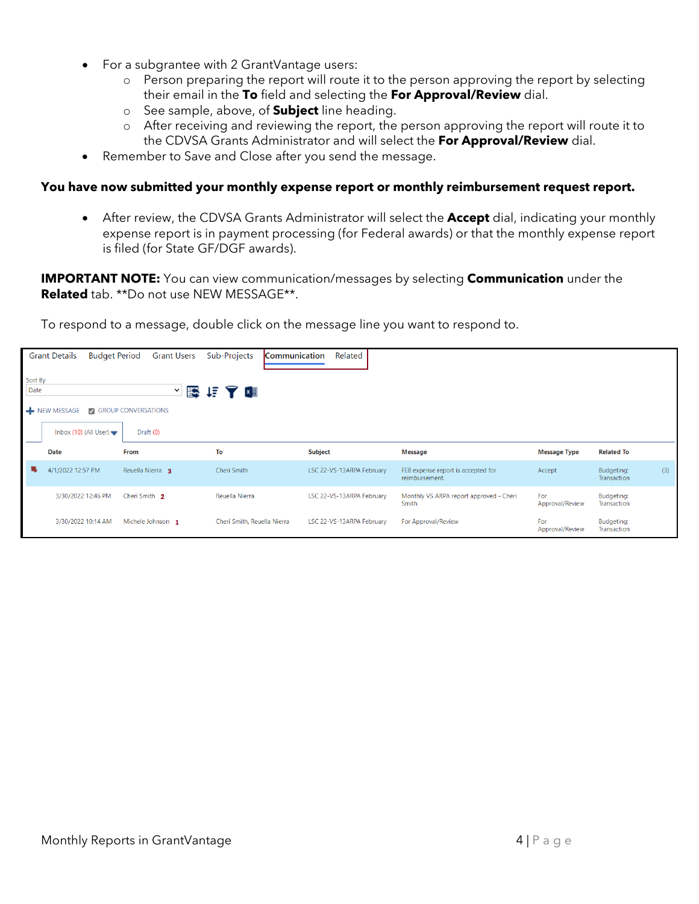- For a subgrantee with 2 GrantVantage users:
  - Person preparing the report will route it to the person approving the report by selecting their email in the **To** field and selecting the **For Approval/Review** dial.
  - See sample, above, of **Subject** line heading.
  - After receiving and reviewing the report, the person approving the report will route it to the CDVSA Grants Administrator and will select the **For Approval/Review** dial.
- Remember to Save and Close after you send the message.

**You have now submitted your monthly expense report or monthly reimbursement request report.**

- After review, the CDVSA Grants Administrator will select the **Accept** dial, indicating your monthly expense report is in payment processing (for Federal awards) or that the monthly expense report is filed (for State GF/DGF awards).

**IMPORTANT NOTE:** You can view communication/messages by selecting **Communication** under the **Related** tab. **Do not use NEW MESSAGE**.

To respond to a message, double click on the message line you want to respond to.

Grant Details | Budget Period | Grant Users | Sub-Projects | Communication | Related

Sort By: Date

NEW MESSAGE | GROUP CONVERSATIONS

Inbox (10) (All User) | Draft (0)

| Date | From | To | Subject | Message | Message Type | Related To | |
|---|---|---|---|---|---|---|---|
| 4/1/2022 12:57 PM | Reuella Nierra 3 | Cheri Smith | LSC 22-VS-13ARPA February | FEB expense report is accepted for reimbursement. | Accept | Budgeting: Transaction | (3) |
| 3/30/2022 12:46 PM | Cheri Smith 2 | Reuella Nierra | LSC 22-VS-13ARPA February | Monthly VS ARPA report approved - Cheri Smith | For Approval/Review | Budgeting: Transaction | |
| 3/30/2022 10:14 AM | Michele Johnson 1 | Cheri Smith, Reuella Nierra | LSC 22-VS-13ARPA February | For Approval/Review | For Approval/Review | Budgeting: Transaction | |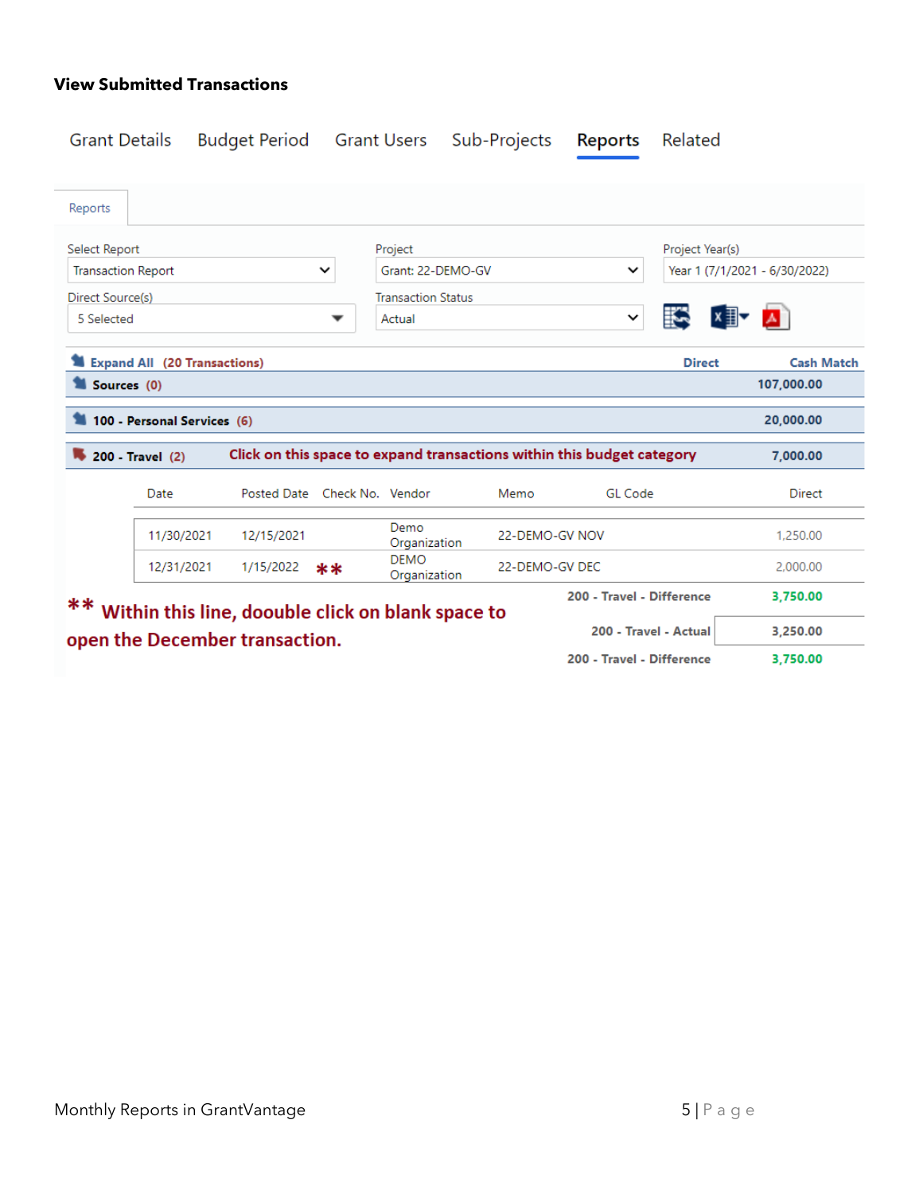**View Submitted Transactions**

Grant Details | Budget Period | Grant Users | Sub-Projects | **Reports** | Related

Reports

Select Report: Transaction Report

Project: Grant: 22-DEMO-GV

Project Year(s): Year 1 (7/1/2021 - 6/30/2022)

Direct Source(s): 5 Selected

Transaction Status: Actual

| | Direct | Cash Match |
|---|---|---|
| **Expand All (20 Transactions)** | | |
| **Sources (0)** | 107,000.00 | |
| **100 - Personal Services (6)** | 20,000.00 | |
| **200 - Travel (2)** **Click on this space to expand transactions within this budget category** | 7,000.00 | |

| Date | Posted Date | Check No. | Vendor | Memo | GL Code | Direct |
|---|---|---|---|---|---|---|
| 11/30/2021 | 12/15/2021 | | Demo Organization | 22-DEMO-GV NOV | | 1,250.00 |
| 12/31/2021 | 1/15/2022 | ** | DEMO Organization | 22-DEMO-GV DEC | | 2,000.00 |

| | |
|---|---|
| 200 - Travel - Difference | 3,750.00 |
| 200 - Travel - Actual | 3,250.00 |
| 200 - Travel - Difference | 3,750.00 |

**** Within this line, doouble click on blank space to open the December transaction.**